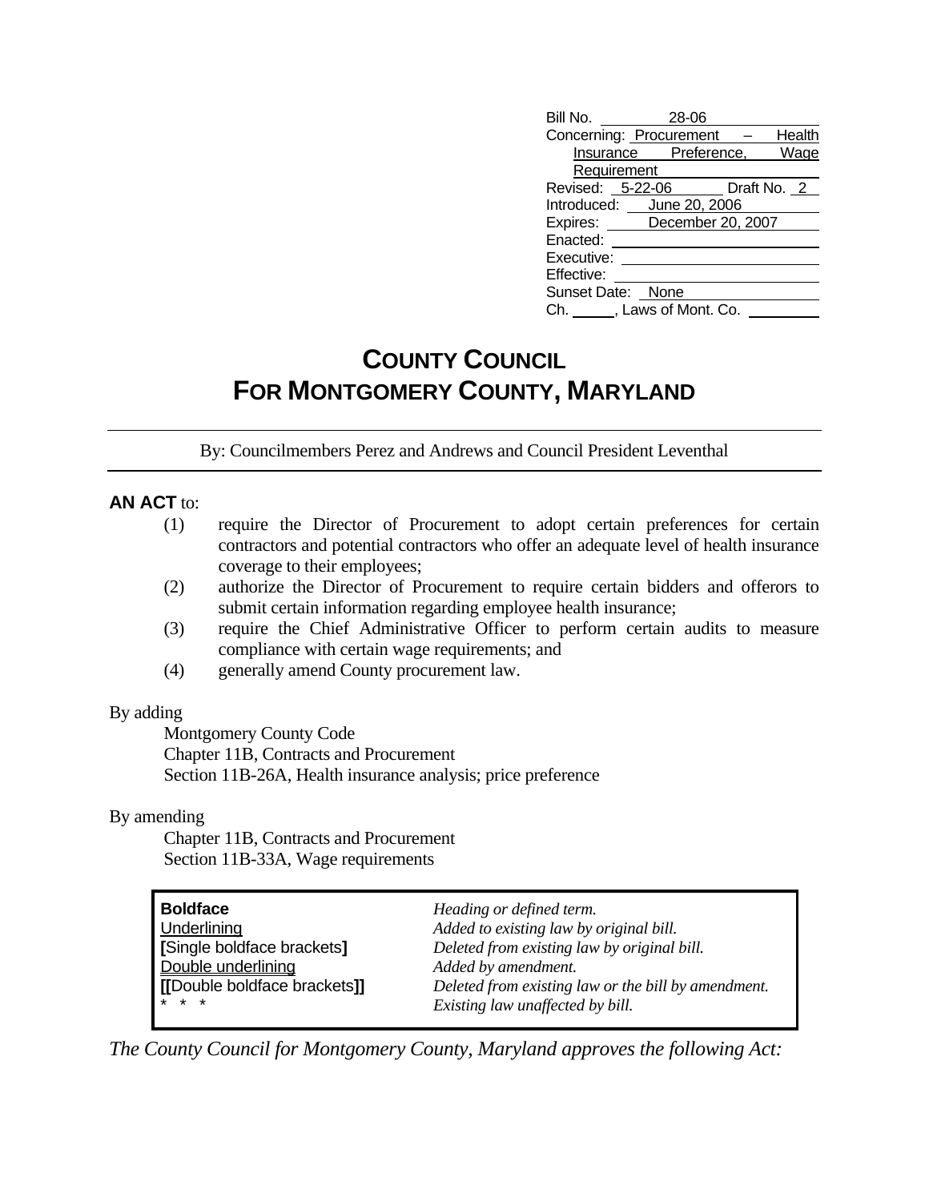| | |
|---|---|
| Bill No. | 28-06 |
| Concerning: | Procurement – Health Insurance Preference, Wage Requirement |
| Revised: | 5-22-06 Draft No. 2 |
| Introduced: | June 20, 2006 |
| Expires: | December 20, 2007 |
| Enacted: | |
| Executive: | |
| Effective: | |
| Sunset Date: | None |
| Ch. | , Laws of Mont. Co. |

# COUNTY COUNCIL FOR MONTGOMERY COUNTY, MARYLAND

By: Councilmembers Perez and Andrews and Council President Leventhal

**AN ACT** to:

(1) require the Director of Procurement to adopt certain preferences for certain contractors and potential contractors who offer an adequate level of health insurance coverage to their employees;

(2) authorize the Director of Procurement to require certain bidders and offerors to submit certain information regarding employee health insurance;

(3) require the Chief Administrative Officer to perform certain audits to measure compliance with certain wage requirements; and

(4) generally amend County procurement law.

By adding

Montgomery County Code
Chapter 11B, Contracts and Procurement
Section 11B-26A, Health insurance analysis; price preference

By amending

Chapter 11B, Contracts and Procurement
Section 11B-33A, Wage requirements

| | |
|---|---|
| **Boldface** | *Heading or defined term.* |
| Underlining | *Added to existing law by original bill.* |
| **[**Single boldface brackets**]** | *Deleted from existing law by original bill.* |
| Double underlining | *Added by amendment.* |
| **[[**Double boldface brackets**]]** | *Deleted from existing law or the bill by amendment.* |
| * * * | *Existing law unaffected by bill.* |

*The County Council for Montgomery County, Maryland approves the following Act:*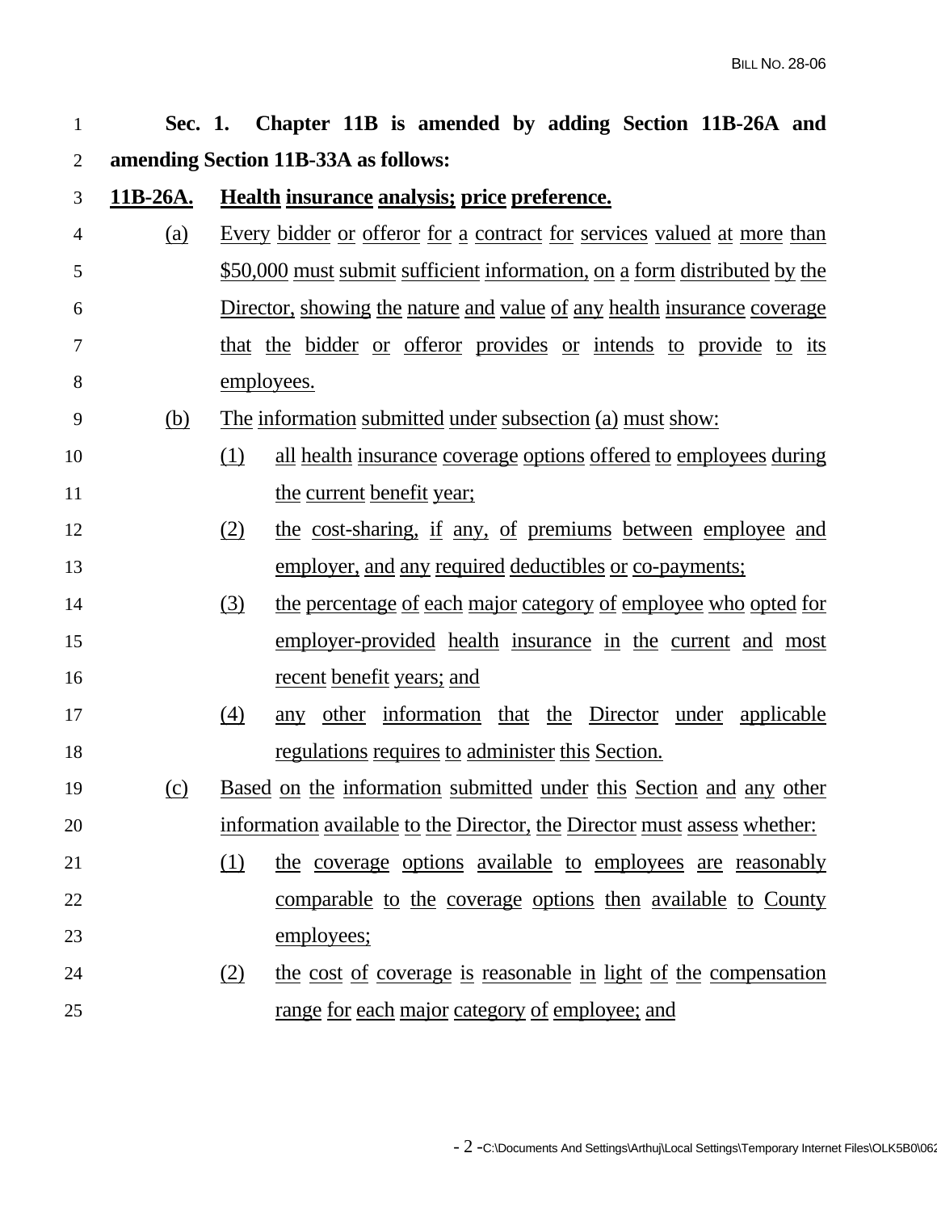**Sec. 1. Chapter 11B is amended by adding Section 11B-26A and amending Section 11B-33A as follows:**

**11B-26A. Health insurance analysis; price preference.**

(a) Every bidder or offeror for a contract for services valued at more than $50,000 must submit sufficient information, on a form distributed by the Director, showing the nature and value of any health insurance coverage that the bidder or offeror provides or intends to provide to its employees.

(b) The information submitted under subsection (a) must show:

(1) all health insurance coverage options offered to employees during the current benefit year;

(2) the cost-sharing, if any, of premiums between employee and employer, and any required deductibles or co-payments;

(3) the percentage of each major category of employee who opted for employer-provided health insurance in the current and most recent benefit years; and

(4) any other information that the Director under applicable regulations requires to administer this Section.

(c) Based on the information submitted under this Section and any other information available to the Director, the Director must assess whether:

(1) the coverage options available to employees are reasonably comparable to the coverage options then available to County employees;

(2) the cost of coverage is reasonable in light of the compensation range for each major category of employee; and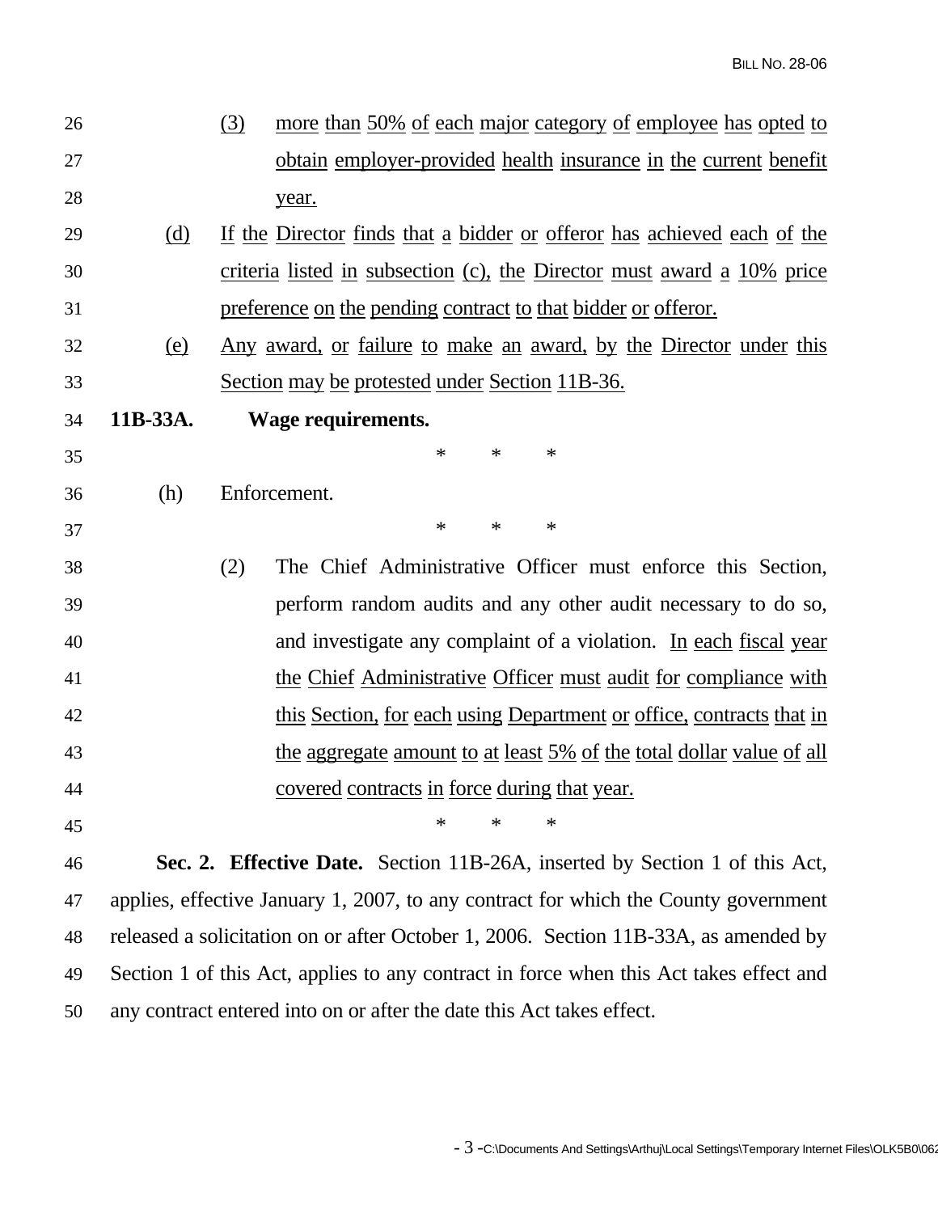(3) more than 50% of each major category of employee has opted to obtain employer-provided health insurance in the current benefit year.

(d) If the Director finds that a bidder or offeror has achieved each of the criteria listed in subsection (c), the Director must award a 10% price preference on the pending contract to that bidder or offeror.

(e) Any award, or failure to make an award, by the Director under this Section may be protested under Section 11B-36.

**11B-33A. Wage requirements.**

\* \* \*

(h) Enforcement.

\* \* \*

(2) The Chief Administrative Officer must enforce this Section, perform random audits and any other audit necessary to do so, and investigate any complaint of a violation. In each fiscal year the Chief Administrative Officer must audit for compliance with this Section, for each using Department or office, contracts that in the aggregate amount to at least 5% of the total dollar value of all covered contracts in force during that year.

\* \* \*

**Sec. 2. Effective Date.** Section 11B-26A, inserted by Section 1 of this Act, applies, effective January 1, 2007, to any contract for which the County government released a solicitation on or after October 1, 2006. Section 11B-33A, as amended by Section 1 of this Act, applies to any contract in force when this Act takes effect and any contract entered into on or after the date this Act takes effect.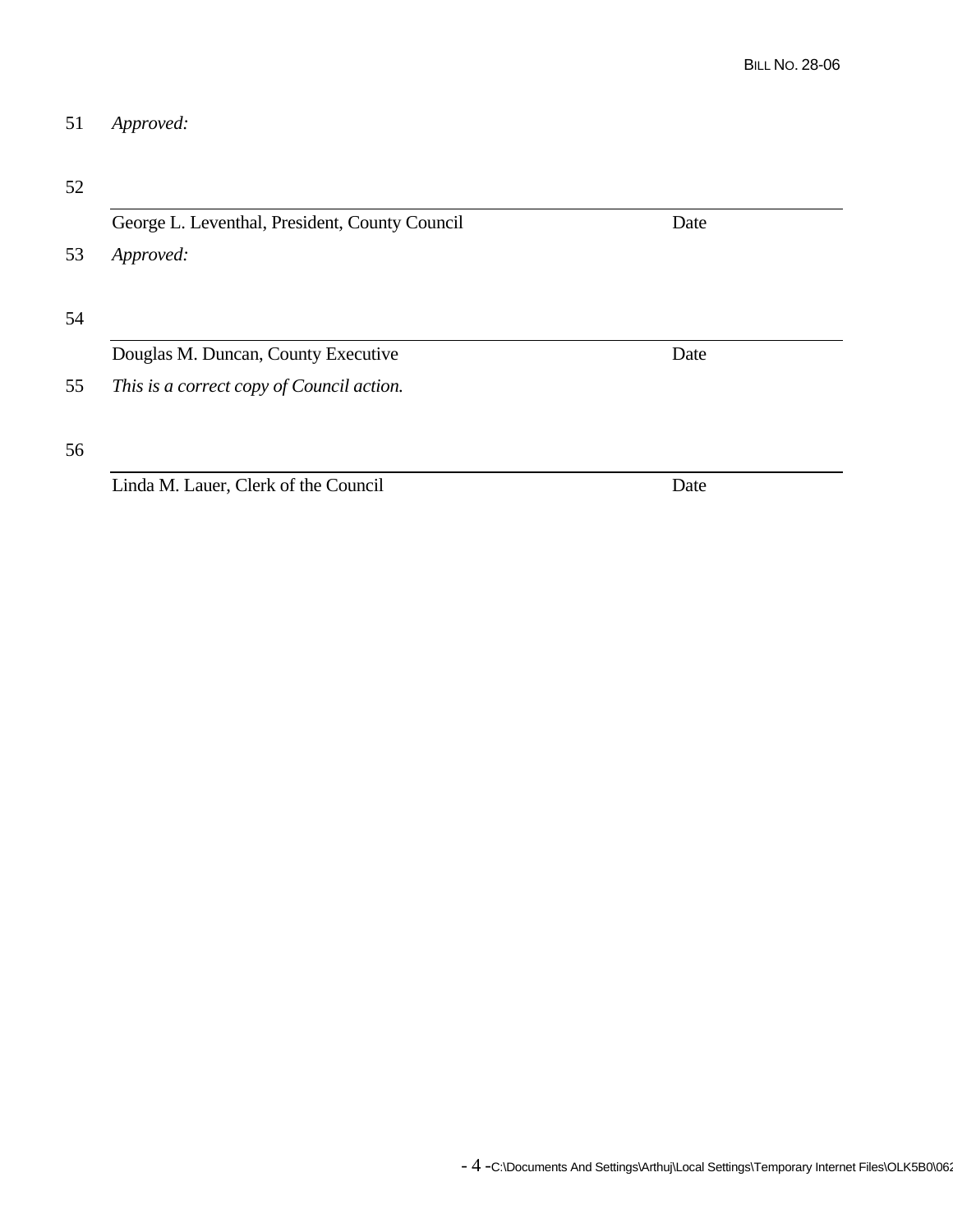51 *Approved:*

52

George L. Leventhal, President, County Council                Date

53 *Approved:*

54

Douglas M. Duncan, County Executive                Date

55 *This is a correct copy of Council action.*

56

Linda M. Lauer, Clerk of the Council                Date